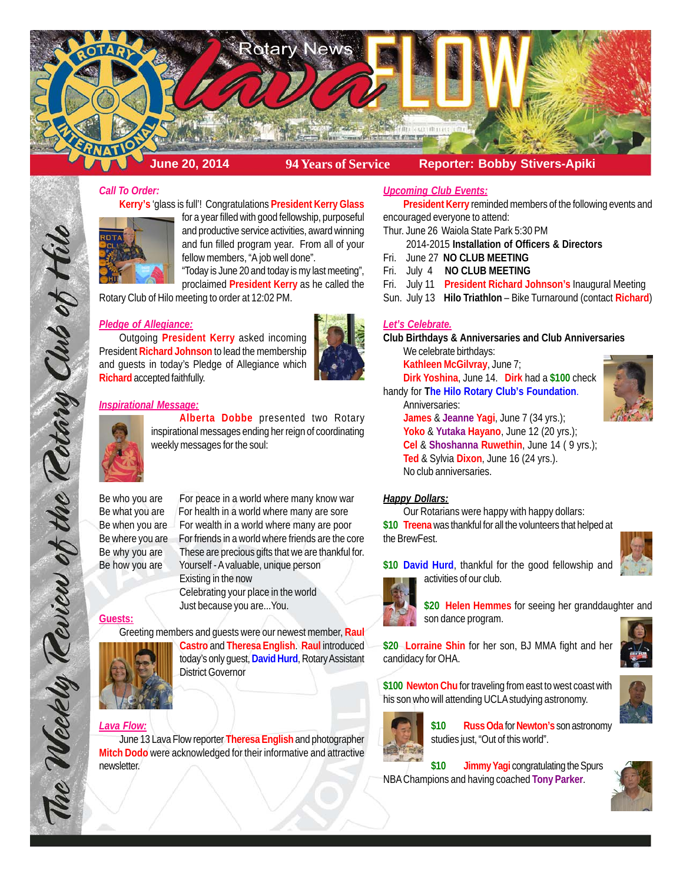# Rotary News Lava FLOW

**June 20, 2014** | **94 Years of Service** | **Reporter: Bobby Stivers-Apiki**

*The Weekly Review of the Rotary Club of Hilo*

## *Call To Order:*

**Kerry's** 'glass is full'! Congratulations **President Kerry Glass** for a year filled with good fellowship, purposeful and productive service activities, award winning and fun filled program year. From all of your fellow members, "A job well done".

"Today is June 20 and today is my last meeting", proclaimed **President Kerry** as he called the Rotary Club of Hilo meeting to order at 12:02 PM.

## *Pledge of Allegiance:*

Outgoing **President Kerry** asked incoming President **Richard Johnson** to lead the membership and guests in today's Pledge of Allegiance which **Richard** accepted faithfully.

## *Inspirational Message:*

**Alberta Dobbe** presented two Rotary inspirational messages ending her reign of coordinating weekly messages for the soul:

Be who you are
Be what you are
Be when you are
Be where you are
Be why you are
Be how you are

For peace in a world where many know war
For health in a world where many are sore
For wealth in a world where many are poor
For friends in a world where friends are the core
These are precious gifts that we are thankful for.
Yourself - A valuable, unique person
Existing in the now
Celebrating your place in the world
Just because you are...You.

## *Guests:*

Greeting members and guests were our newest member, **Raul Castro** and **Theresa English**. **Raul** introduced today's only guest, **David Hurd**, Rotary Assistant District Governor

## *Lava Flow:*

June 13 Lava Flow reporter **Theresa English** and photographer **Mitch Dodo** were acknowledged for their informative and attractive newsletter.

## *Upcoming Club Events:*

**President Kerry** reminded members of the following events and encouraged everyone to attend:

Thur. June 26 Waiola State Park 5:30 PM
2014-2015 **Installation of Officers & Directors**
Fri. June 27 **NO CLUB MEETING**
Fri. July 4 **NO CLUB MEETING**
Fri. July 11 **President Richard Johnson's** Inaugural Meeting
Sun. July 13 **Hilo Triathlon** – Bike Turnaround (contact **Richard**)

## *Let's Celebrate.*

**Club Birthdays & Anniversaries and Club Anniversaries**

We celebrate birthdays:
**Kathleen McGilvray**, June 7;
**Dirk Yoshina**, June 14. **Dirk** had a **$100** check handy for **The Hilo Rotary Club's Foundation**.

Anniversaries:
**James** & **Jeanne Yagi**, June 7 (34 yrs.);
**Yoko** & **Yutaka Hayano**, June 12 (20 yrs.);
**Cel** & **Shoshanna Ruwethin**, June 14 ( 9 yrs.);
**Ted** & Sylvia **Dixon**, June 16 (24 yrs.).
No club anniversaries.

## *Happy Dollars:*

Our Rotarians were happy with happy dollars:

**$10 Treena** was thankful for all the volunteers that helped at the BrewFest.

**$10 David Hurd**, thankful for the good fellowship and activities of our club.

**$20 Helen Hemmes** for seeing her granddaughter and son dance program.

**$20 Lorraine Shin** for her son, BJ MMA fight and her candidacy for OHA.

**$100 Newton Chu** for traveling from east to west coast with his son who will attending UCLA studying astronomy.

**$10 Russ Oda** for **Newton's** son astronomy studies just, "Out of this world".

**$10 Jimmy Yagi** congratulating the Spurs NBA Champions and having coached **Tony Parker**.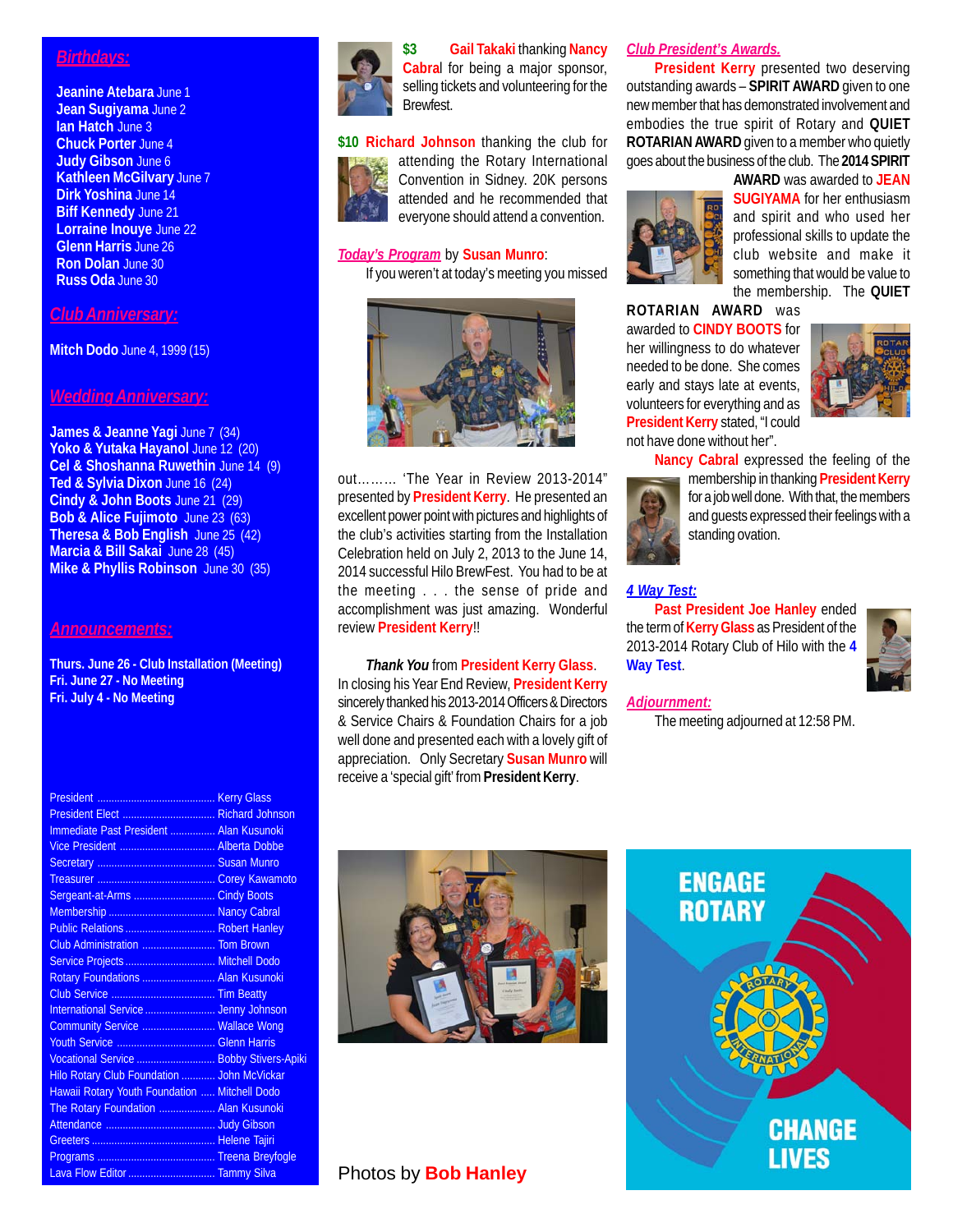## *Birthdays:*

**Jeanine Atebara** June 1
**Jean Sugiyama** June 2
**Ian Hatch** June 3
**Chuck Porter** June 4
**Judy Gibson** June 6
**Kathleen McGilvary** June 7
**Dirk Yoshina** June 14
**Biff Kennedy** June 21
**Lorraine Inouye** June 22
**Glenn Harris** June 26
**Ron Dolan** June 30
**Russ Oda** June 30

## *Club Anniversary:*

**Mitch Dodo** June 4, 1999 (15)

## *Wedding Anniversary:*

**James & Jeanne Yagi** June 7 (34)
**Yoko & Yutaka Hayanol** June 12 (20)
**Cel & Shoshanna Ruwethin** June 14 (9)
**Ted & Sylvia Dixon** June 16 (24)
**Cindy & John Boots** June 21 (29)
**Bob & Alice Fujimoto** June 23 (63)
**Theresa & Bob English** June 25 (42)
**Marcia & Bill Sakai** June 28 (45)
**Mike & Phyllis Robinson** June 30 (35)

## *Announcements:*

**Thurs. June 26 - Club Installation (Meeting)**
**Fri. June 27 - No Meeting**
**Fri. July 4 - No Meeting**

| | |
|---|---|
| President | Kerry Glass |
| President Elect | Richard Johnson |
| Immediate Past President | Alan Kusunoki |
| Vice President | Alberta Dobbe |
| Secretary | Susan Munro |
| Treasurer | Corey Kawamoto |
| Sergeant-at-Arms | Cindy Boots |
| Membership | Nancy Cabral |
| Public Relations | Robert Hanley |
| Club Administration | Tom Brown |
| Service Projects | Mitchell Dodo |
| Rotary Foundations | Alan Kusunoki |
| Club Service | Tim Beatty |
| International Service | Jenny Johnson |
| Community Service | Wallace Wong |
| Youth Service | Glenn Harris |
| Vocational Service | Bobby Stivers-Apiki |
| Hilo Rotary Club Foundation | John McVickar |
| Hawaii Rotary Youth Foundation | Mitchell Dodo |
| The Rotary Foundation | Alan Kusunoki |
| Attendance | Judy Gibson |
| Greeters | Helene Tajiri |
| Programs | Treena Breyfogle |
| Lava Flow Editor | Tammy Silva |

**$3** **Gail Takaki** thanking **Nancy Cabral** for being a major sponsor, selling tickets and volunteering for the Brewfest.

**$10 Richard Johnson** thanking the club for attending the Rotary International Convention in Sidney. 20K persons attended and he recommended that everyone should attend a convention.

*Today's Program* by **Susan Munro**:

If you weren't at today's meeting you missed out……… 'The Year in Review 2013-2014" presented by **President Kerry**. He presented an excellent power point with pictures and highlights of the club's activities starting from the Installation Celebration held on July 2, 2013 to the June 14, 2014 successful Hilo BrewFest. You had to be at the meeting . . . the sense of pride and accomplishment was just amazing. Wonderful review **President Kerry**!!

***Thank You*** from **President Kerry Glass**. In closing his Year End Review, **President Kerry** sincerely thanked his 2013-2014 Officers & Directors & Service Chairs & Foundation Chairs for a job well done and presented each with a lovely gift of appreciation. Only Secretary **Susan Munro** will receive a 'special gift' from **President Kerry**.

*Club President's Awards.*

**President Kerry** presented two deserving outstanding awards – **SPIRIT AWARD** given to one new member that has demonstrated involvement and embodies the true spirit of Rotary and **QUIET ROTARIAN AWARD** given to a member who quietly goes about the business of the club. The **2014 SPIRIT AWARD** was awarded to **JEAN SUGIYAMA** for her enthusiasm and spirit and who used her professional skills to update the club website and make it something that would be value to the membership. The **QUIET ROTARIAN AWARD** was awarded to **CINDY BOOTS** for her willingness to do whatever needed to be done. She comes early and stays late at events, volunteers for everything and as **President Kerry** stated, "I could not have done without her".

**Nancy Cabral** expressed the feeling of the membership in thanking **President Kerry** for a job well done. With that, the members and guests expressed their feelings with a standing ovation.

*4 Way Test:*

**Past President Joe Hanley** ended the term of **Kerry Glass** as President of the 2013-2014 Rotary Club of Hilo with the **4 Way Test**.

*Adjournment:*

The meeting adjourned at 12:58 PM.

Photos by **Bob Hanley**

ENGAGE ROTARY
CHANGE LIVES